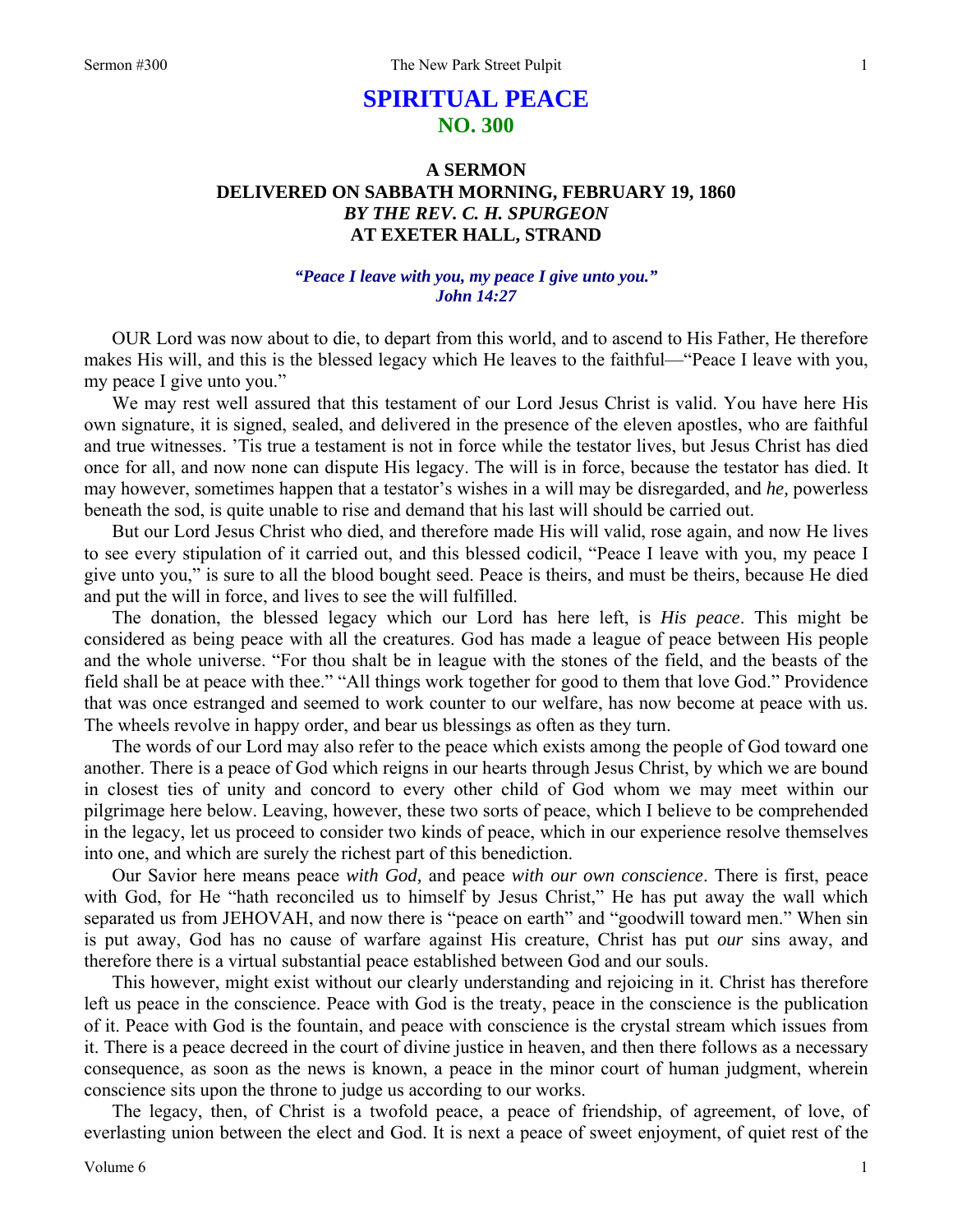# SPIRITUAL PEACE
## NO. 300

### A SERMON
### DELIVERED ON SABBATH MORNING, FEBRUARY 19, 1860
### *BY THE REV. C. H. SPURGEON*
### AT EXETER HALL, STRAND

***"Peace I leave with you, my peace I give unto you."***
***John 14:27***

OUR Lord was now about to die, to depart from this world, and to ascend to His Father, He therefore makes His will, and this is the blessed legacy which He leaves to the faithful—"Peace I leave with you, my peace I give unto you."

We may rest well assured that this testament of our Lord Jesus Christ is valid. You have here His own signature, it is signed, sealed, and delivered in the presence of the eleven apostles, who are faithful and true witnesses. 'Tis true a testament is not in force while the testator lives, but Jesus Christ has died once for all, and now none can dispute His legacy. The will is in force, because the testator has died. It may however, sometimes happen that a testator's wishes in a will may be disregarded, and *he,* powerless beneath the sod, is quite unable to rise and demand that his last will should be carried out.

But our Lord Jesus Christ who died, and therefore made His will valid, rose again, and now He lives to see every stipulation of it carried out, and this blessed codicil, "Peace I leave with you, my peace I give unto you," is sure to all the blood bought seed. Peace is theirs, and must be theirs, because He died and put the will in force, and lives to see the will fulfilled.

The donation, the blessed legacy which our Lord has here left, is *His peace*. This might be considered as being peace with all the creatures. God has made a league of peace between His people and the whole universe. "For thou shalt be in league with the stones of the field, and the beasts of the field shall be at peace with thee." "All things work together for good to them that love God." Providence that was once estranged and seemed to work counter to our welfare, has now become at peace with us. The wheels revolve in happy order, and bear us blessings as often as they turn.

The words of our Lord may also refer to the peace which exists among the people of God toward one another. There is a peace of God which reigns in our hearts through Jesus Christ, by which we are bound in closest ties of unity and concord to every other child of God whom we may meet within our pilgrimage here below. Leaving, however, these two sorts of peace, which I believe to be comprehended in the legacy, let us proceed to consider two kinds of peace, which in our experience resolve themselves into one, and which are surely the richest part of this benediction.

Our Savior here means peace *with God,* and peace *with our own conscience*. There is first, peace with God, for He "hath reconciled us to himself by Jesus Christ," He has put away the wall which separated us from JEHOVAH, and now there is "peace on earth" and "goodwill toward men." When sin is put away, God has no cause of warfare against His creature, Christ has put *our* sins away, and therefore there is a virtual substantial peace established between God and our souls.

This however, might exist without our clearly understanding and rejoicing in it. Christ has therefore left us peace in the conscience. Peace with God is the treaty, peace in the conscience is the publication of it. Peace with God is the fountain, and peace with conscience is the crystal stream which issues from it. There is a peace decreed in the court of divine justice in heaven, and then there follows as a necessary consequence, as soon as the news is known, a peace in the minor court of human judgment, wherein conscience sits upon the throne to judge us according to our works.

The legacy, then, of Christ is a twofold peace, a peace of friendship, of agreement, of love, of everlasting union between the elect and God. It is next a peace of sweet enjoyment, of quiet rest of the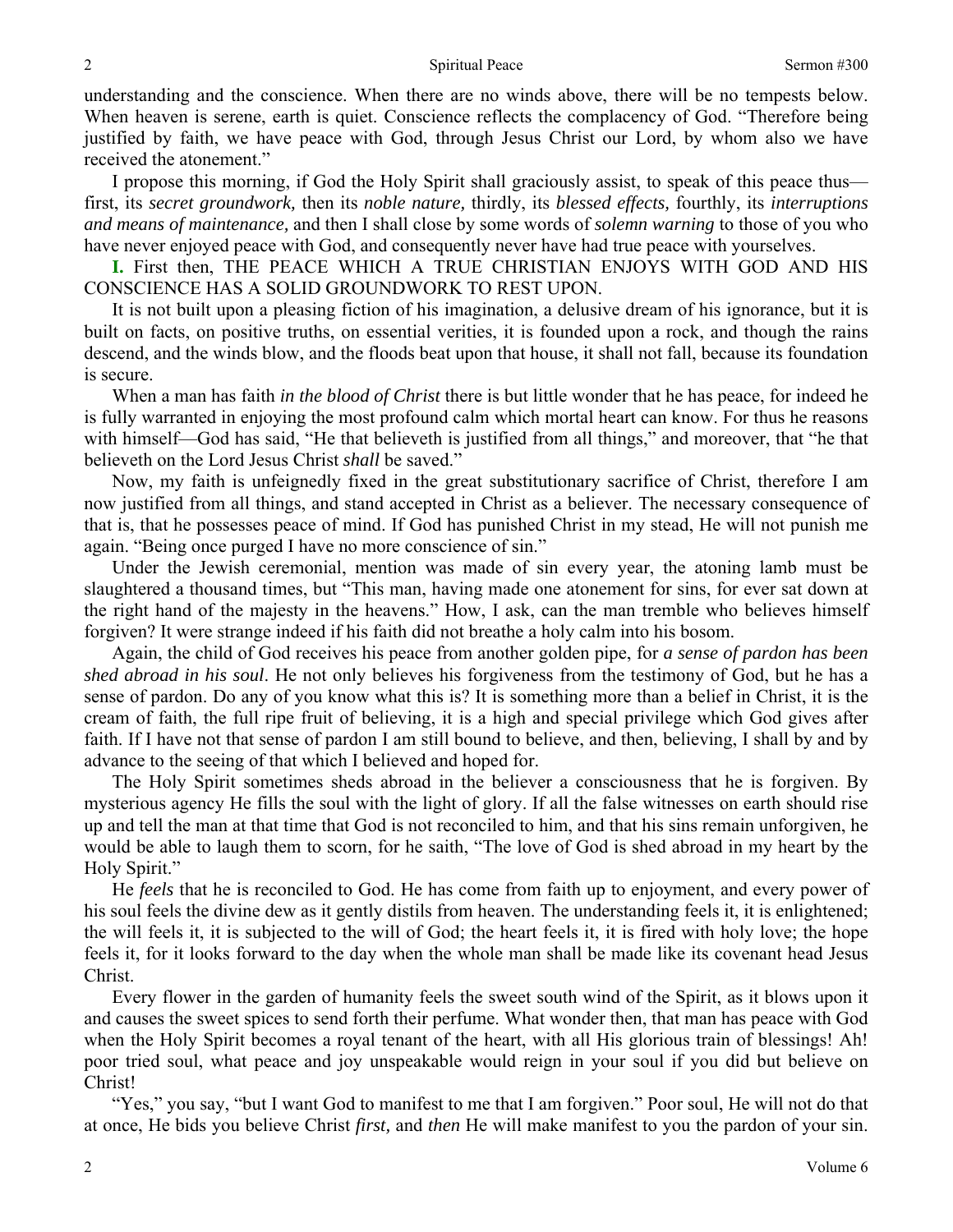understanding and the conscience. When there are no winds above, there will be no tempests below. When heaven is serene, earth is quiet. Conscience reflects the complacency of God. "Therefore being justified by faith, we have peace with God, through Jesus Christ our Lord, by whom also we have received the atonement."

I propose this morning, if God the Holy Spirit shall graciously assist, to speak of this peace thus—first, its *secret groundwork,* then its *noble nature,* thirdly, its *blessed effects,* fourthly, its *interruptions and means of maintenance,* and then I shall close by some words of *solemn warning* to those of you who have never enjoyed peace with God, and consequently never have had true peace with yourselves.

**I.** First then, THE PEACE WHICH A TRUE CHRISTIAN ENJOYS WITH GOD AND HIS CONSCIENCE HAS A SOLID GROUNDWORK TO REST UPON.

It is not built upon a pleasing fiction of his imagination, a delusive dream of his ignorance, but it is built on facts, on positive truths, on essential verities, it is founded upon a rock, and though the rains descend, and the winds blow, and the floods beat upon that house, it shall not fall, because its foundation is secure.

When a man has faith *in the blood of Christ* there is but little wonder that he has peace, for indeed he is fully warranted in enjoying the most profound calm which mortal heart can know. For thus he reasons with himself—God has said, "He that believeth is justified from all things," and moreover, that "he that believeth on the Lord Jesus Christ *shall* be saved."

Now, my faith is unfeignedly fixed in the great substitutionary sacrifice of Christ, therefore I am now justified from all things, and stand accepted in Christ as a believer. The necessary consequence of that is, that he possesses peace of mind. If God has punished Christ in my stead, He will not punish me again. "Being once purged I have no more conscience of sin."

Under the Jewish ceremonial, mention was made of sin every year, the atoning lamb must be slaughtered a thousand times, but "This man, having made one atonement for sins, for ever sat down at the right hand of the majesty in the heavens." How, I ask, can the man tremble who believes himself forgiven? It were strange indeed if his faith did not breathe a holy calm into his bosom.

Again, the child of God receives his peace from another golden pipe, for *a sense of pardon has been shed abroad in his soul*. He not only believes his forgiveness from the testimony of God, but he has a sense of pardon. Do any of you know what this is? It is something more than a belief in Christ, it is the cream of faith, the full ripe fruit of believing, it is a high and special privilege which God gives after faith. If I have not that sense of pardon I am still bound to believe, and then, believing, I shall by and by advance to the seeing of that which I believed and hoped for.

The Holy Spirit sometimes sheds abroad in the believer a consciousness that he is forgiven. By mysterious agency He fills the soul with the light of glory. If all the false witnesses on earth should rise up and tell the man at that time that God is not reconciled to him, and that his sins remain unforgiven, he would be able to laugh them to scorn, for he saith, "The love of God is shed abroad in my heart by the Holy Spirit."

He *feels* that he is reconciled to God. He has come from faith up to enjoyment, and every power of his soul feels the divine dew as it gently distils from heaven. The understanding feels it, it is enlightened; the will feels it, it is subjected to the will of God; the heart feels it, it is fired with holy love; the hope feels it, for it looks forward to the day when the whole man shall be made like its covenant head Jesus Christ.

Every flower in the garden of humanity feels the sweet south wind of the Spirit, as it blows upon it and causes the sweet spices to send forth their perfume. What wonder then, that man has peace with God when the Holy Spirit becomes a royal tenant of the heart, with all His glorious train of blessings! Ah! poor tried soul, what peace and joy unspeakable would reign in your soul if you did but believe on Christ!

"Yes," you say, "but I want God to manifest to me that I am forgiven." Poor soul, He will not do that at once, He bids you believe Christ *first,* and *then* He will make manifest to you the pardon of your sin.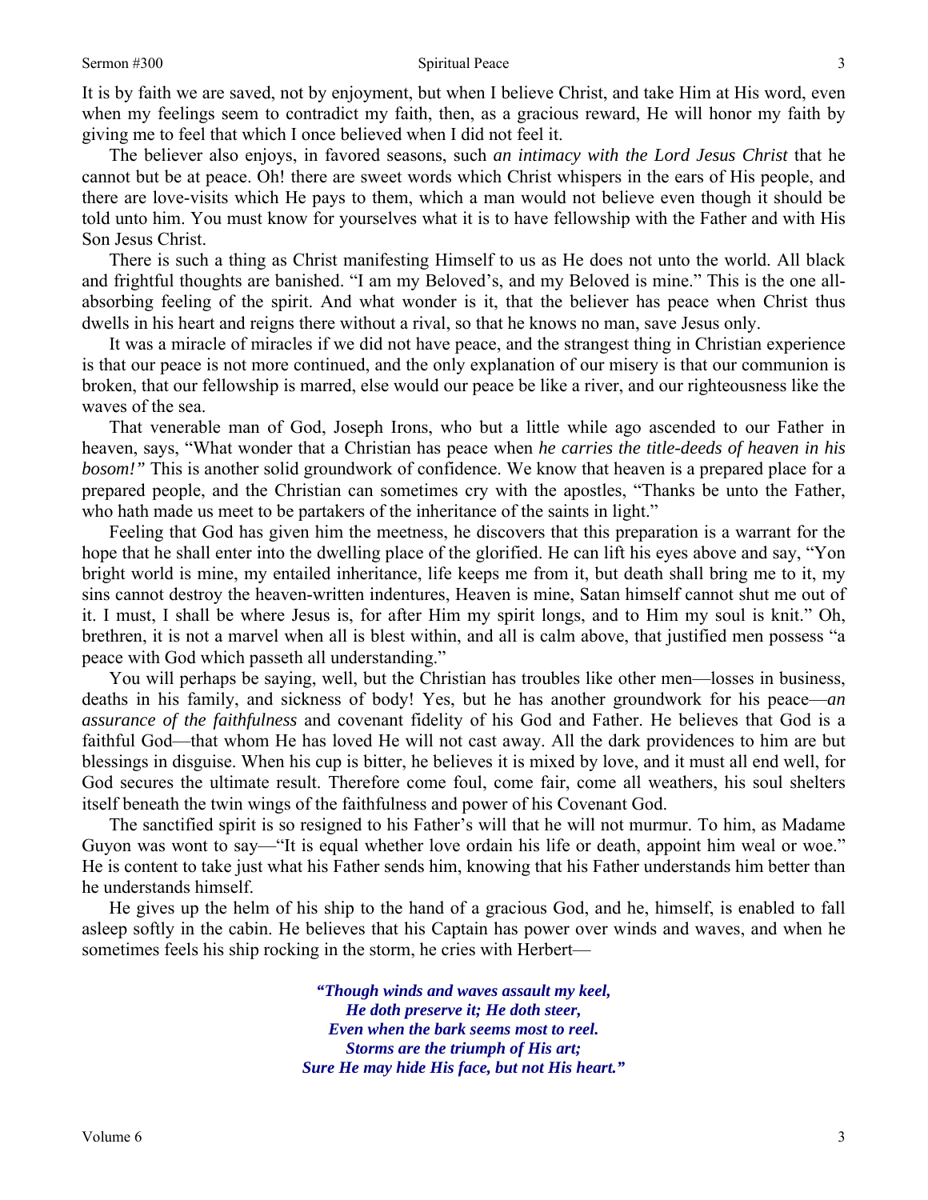It is by faith we are saved, not by enjoyment, but when I believe Christ, and take Him at His word, even when my feelings seem to contradict my faith, then, as a gracious reward, He will honor my faith by giving me to feel that which I once believed when I did not feel it.

The believer also enjoys, in favored seasons, such *an intimacy with the Lord Jesus Christ* that he cannot but be at peace. Oh! there are sweet words which Christ whispers in the ears of His people, and there are love-visits which He pays to them, which a man would not believe even though it should be told unto him. You must know for yourselves what it is to have fellowship with the Father and with His Son Jesus Christ.

There is such a thing as Christ manifesting Himself to us as He does not unto the world. All black and frightful thoughts are banished. "I am my Beloved's, and my Beloved is mine." This is the one all-absorbing feeling of the spirit. And what wonder is it, that the believer has peace when Christ thus dwells in his heart and reigns there without a rival, so that he knows no man, save Jesus only.

It was a miracle of miracles if we did not have peace, and the strangest thing in Christian experience is that our peace is not more continued, and the only explanation of our misery is that our communion is broken, that our fellowship is marred, else would our peace be like a river, and our righteousness like the waves of the sea.

That venerable man of God, Joseph Irons, who but a little while ago ascended to our Father in heaven, says, "What wonder that a Christian has peace when *he carries the title-deeds of heaven in his bosom!"* This is another solid groundwork of confidence. We know that heaven is a prepared place for a prepared people, and the Christian can sometimes cry with the apostles, "Thanks be unto the Father, who hath made us meet to be partakers of the inheritance of the saints in light."

Feeling that God has given him the meetness, he discovers that this preparation is a warrant for the hope that he shall enter into the dwelling place of the glorified. He can lift his eyes above and say, "Yon bright world is mine, my entailed inheritance, life keeps me from it, but death shall bring me to it, my sins cannot destroy the heaven-written indentures, Heaven is mine, Satan himself cannot shut me out of it. I must, I shall be where Jesus is, for after Him my spirit longs, and to Him my soul is knit." Oh, brethren, it is not a marvel when all is blest within, and all is calm above, that justified men possess "a peace with God which passeth all understanding."

You will perhaps be saying, well, but the Christian has troubles like other men—losses in business, deaths in his family, and sickness of body! Yes, but he has another groundwork for his peace—*an assurance of the faithfulness* and covenant fidelity of his God and Father. He believes that God is a faithful God—that whom He has loved He will not cast away. All the dark providences to him are but blessings in disguise. When his cup is bitter, he believes it is mixed by love, and it must all end well, for God secures the ultimate result. Therefore come foul, come fair, come all weathers, his soul shelters itself beneath the twin wings of the faithfulness and power of his Covenant God.

The sanctified spirit is so resigned to his Father's will that he will not murmur. To him, as Madame Guyon was wont to say—"It is equal whether love ordain his life or death, appoint him weal or woe." He is content to take just what his Father sends him, knowing that his Father understands him better than he understands himself.

He gives up the helm of his ship to the hand of a gracious God, and he, himself, is enabled to fall asleep softly in the cabin. He believes that his Captain has power over winds and waves, and when he sometimes feels his ship rocking in the storm, he cries with Herbert—

> ***"Though winds and waves assault my keel,***
> ***He doth preserve it; He doth steer,***
> ***Even when the bark seems most to reel.***
> ***Storms are the triumph of His art;***
> ***Sure He may hide His face, but not His heart."***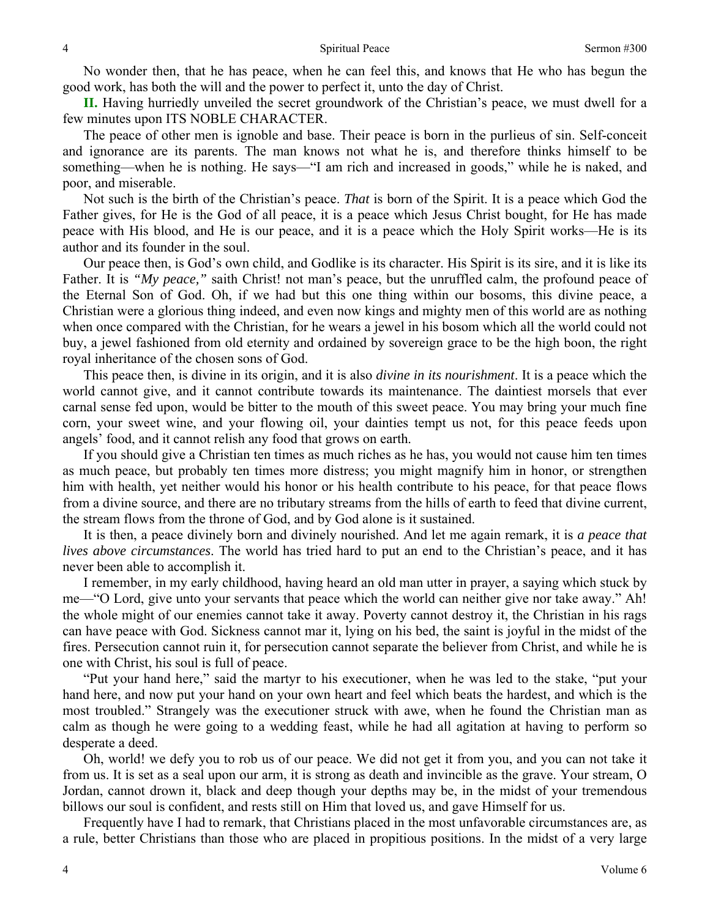No wonder then, that he has peace, when he can feel this, and knows that He who has begun the good work, has both the will and the power to perfect it, unto the day of Christ.

**II.** Having hurriedly unveiled the secret groundwork of the Christian's peace, we must dwell for a few minutes upon ITS NOBLE CHARACTER.

The peace of other men is ignoble and base. Their peace is born in the purlieus of sin. Self-conceit and ignorance are its parents. The man knows not what he is, and therefore thinks himself to be something—when he is nothing. He says—"I am rich and increased in goods," while he is naked, and poor, and miserable.

Not such is the birth of the Christian's peace. *That* is born of the Spirit. It is a peace which God the Father gives, for He is the God of all peace, it is a peace which Jesus Christ bought, for He has made peace with His blood, and He is our peace, and it is a peace which the Holy Spirit works—He is its author and its founder in the soul.

Our peace then, is God's own child, and Godlike is its character. His Spirit is its sire, and it is like its Father. It is *"My peace,"* saith Christ! not man's peace, but the unruffled calm, the profound peace of the Eternal Son of God. Oh, if we had but this one thing within our bosoms, this divine peace, a Christian were a glorious thing indeed, and even now kings and mighty men of this world are as nothing when once compared with the Christian, for he wears a jewel in his bosom which all the world could not buy, a jewel fashioned from old eternity and ordained by sovereign grace to be the high boon, the right royal inheritance of the chosen sons of God.

This peace then, is divine in its origin, and it is also *divine in its nourishment*. It is a peace which the world cannot give, and it cannot contribute towards its maintenance. The daintiest morsels that ever carnal sense fed upon, would be bitter to the mouth of this sweet peace. You may bring your much fine corn, your sweet wine, and your flowing oil, your dainties tempt us not, for this peace feeds upon angels' food, and it cannot relish any food that grows on earth.

If you should give a Christian ten times as much riches as he has, you would not cause him ten times as much peace, but probably ten times more distress; you might magnify him in honor, or strengthen him with health, yet neither would his honor or his health contribute to his peace, for that peace flows from a divine source, and there are no tributary streams from the hills of earth to feed that divine current, the stream flows from the throne of God, and by God alone is it sustained.

It is then, a peace divinely born and divinely nourished. And let me again remark, it is *a peace that lives above circumstances*. The world has tried hard to put an end to the Christian's peace, and it has never been able to accomplish it.

I remember, in my early childhood, having heard an old man utter in prayer, a saying which stuck by me—"O Lord, give unto your servants that peace which the world can neither give nor take away." Ah! the whole might of our enemies cannot take it away. Poverty cannot destroy it, the Christian in his rags can have peace with God. Sickness cannot mar it, lying on his bed, the saint is joyful in the midst of the fires. Persecution cannot ruin it, for persecution cannot separate the believer from Christ, and while he is one with Christ, his soul is full of peace.

"Put your hand here," said the martyr to his executioner, when he was led to the stake, "put your hand here, and now put your hand on your own heart and feel which beats the hardest, and which is the most troubled." Strangely was the executioner struck with awe, when he found the Christian man as calm as though he were going to a wedding feast, while he had all agitation at having to perform so desperate a deed.

Oh, world! we defy you to rob us of our peace. We did not get it from you, and you can not take it from us. It is set as a seal upon our arm, it is strong as death and invincible as the grave. Your stream, O Jordan, cannot drown it, black and deep though your depths may be, in the midst of your tremendous billows our soul is confident, and rests still on Him that loved us, and gave Himself for us.

Frequently have I had to remark, that Christians placed in the most unfavorable circumstances are, as a rule, better Christians than those who are placed in propitious positions. In the midst of a very large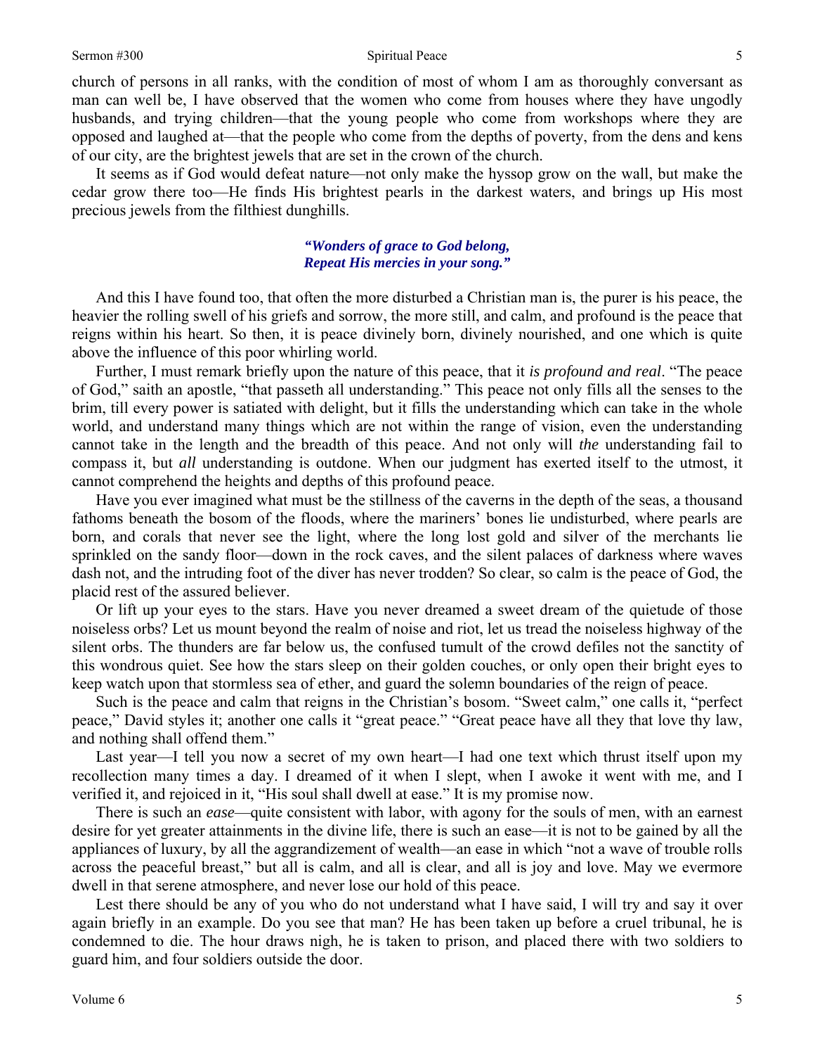church of persons in all ranks, with the condition of most of whom I am as thoroughly conversant as man can well be, I have observed that the women who come from houses where they have ungodly husbands, and trying children—that the young people who come from workshops where they are opposed and laughed at—that the people who come from the depths of poverty, from the dens and kens of our city, are the brightest jewels that are set in the crown of the church.

It seems as if God would defeat nature—not only make the hyssop grow on the wall, but make the cedar grow there too—He finds His brightest pearls in the darkest waters, and brings up His most precious jewels from the filthiest dunghills.

> ***"Wonders of grace to God belong,***
> ***Repeat His mercies in your song."***

And this I have found too, that often the more disturbed a Christian man is, the purer is his peace, the heavier the rolling swell of his griefs and sorrow, the more still, and calm, and profound is the peace that reigns within his heart. So then, it is peace divinely born, divinely nourished, and one which is quite above the influence of this poor whirling world.

Further, I must remark briefly upon the nature of this peace, that it *is profound and real*. "The peace of God," saith an apostle, "that passeth all understanding." This peace not only fills all the senses to the brim, till every power is satiated with delight, but it fills the understanding which can take in the whole world, and understand many things which are not within the range of vision, even the understanding cannot take in the length and the breadth of this peace. And not only will *the* understanding fail to compass it, but *all* understanding is outdone. When our judgment has exerted itself to the utmost, it cannot comprehend the heights and depths of this profound peace.

Have you ever imagined what must be the stillness of the caverns in the depth of the seas, a thousand fathoms beneath the bosom of the floods, where the mariners' bones lie undisturbed, where pearls are born, and corals that never see the light, where the long lost gold and silver of the merchants lie sprinkled on the sandy floor—down in the rock caves, and the silent palaces of darkness where waves dash not, and the intruding foot of the diver has never trodden? So clear, so calm is the peace of God, the placid rest of the assured believer.

Or lift up your eyes to the stars. Have you never dreamed a sweet dream of the quietude of those noiseless orbs? Let us mount beyond the realm of noise and riot, let us tread the noiseless highway of the silent orbs. The thunders are far below us, the confused tumult of the crowd defiles not the sanctity of this wondrous quiet. See how the stars sleep on their golden couches, or only open their bright eyes to keep watch upon that stormless sea of ether, and guard the solemn boundaries of the reign of peace.

Such is the peace and calm that reigns in the Christian's bosom. "Sweet calm," one calls it, "perfect peace," David styles it; another one calls it "great peace." "Great peace have all they that love thy law, and nothing shall offend them."

Last year—I tell you now a secret of my own heart—I had one text which thrust itself upon my recollection many times a day. I dreamed of it when I slept, when I awoke it went with me, and I verified it, and rejoiced in it, "His soul shall dwell at ease." It is my promise now.

There is such an *ease*—quite consistent with labor, with agony for the souls of men, with an earnest desire for yet greater attainments in the divine life, there is such an ease—it is not to be gained by all the appliances of luxury, by all the aggrandizement of wealth—an ease in which "not a wave of trouble rolls across the peaceful breast," but all is calm, and all is clear, and all is joy and love. May we evermore dwell in that serene atmosphere, and never lose our hold of this peace.

Lest there should be any of you who do not understand what I have said, I will try and say it over again briefly in an example. Do you see that man? He has been taken up before a cruel tribunal, he is condemned to die. The hour draws nigh, he is taken to prison, and placed there with two soldiers to guard him, and four soldiers outside the door.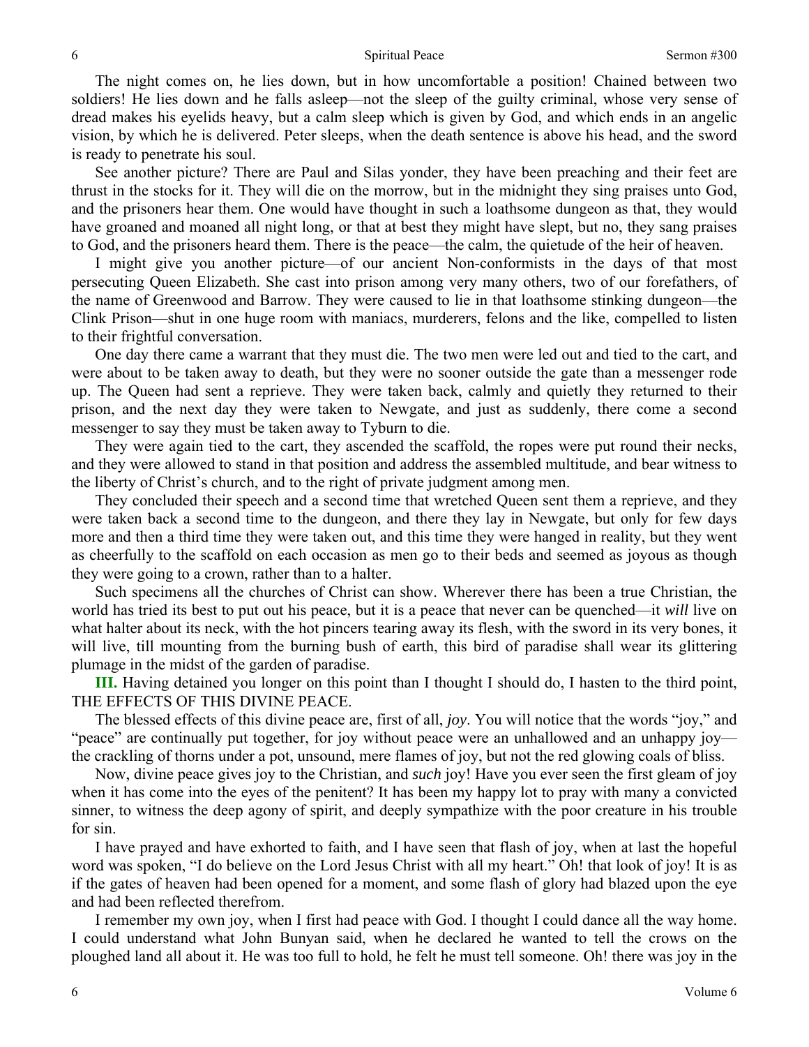The night comes on, he lies down, but in how uncomfortable a position! Chained between two soldiers! He lies down and he falls asleep—not the sleep of the guilty criminal, whose very sense of dread makes his eyelids heavy, but a calm sleep which is given by God, and which ends in an angelic vision, by which he is delivered. Peter sleeps, when the death sentence is above his head, and the sword is ready to penetrate his soul.

See another picture? There are Paul and Silas yonder, they have been preaching and their feet are thrust in the stocks for it. They will die on the morrow, but in the midnight they sing praises unto God, and the prisoners hear them. One would have thought in such a loathsome dungeon as that, they would have groaned and moaned all night long, or that at best they might have slept, but no, they sang praises to God, and the prisoners heard them. There is the peace—the calm, the quietude of the heir of heaven.

I might give you another picture—of our ancient Non-conformists in the days of that most persecuting Queen Elizabeth. She cast into prison among very many others, two of our forefathers, of the name of Greenwood and Barrow. They were caused to lie in that loathsome stinking dungeon—the Clink Prison—shut in one huge room with maniacs, murderers, felons and the like, compelled to listen to their frightful conversation.

One day there came a warrant that they must die. The two men were led out and tied to the cart, and were about to be taken away to death, but they were no sooner outside the gate than a messenger rode up. The Queen had sent a reprieve. They were taken back, calmly and quietly they returned to their prison, and the next day they were taken to Newgate, and just as suddenly, there come a second messenger to say they must be taken away to Tyburn to die.

They were again tied to the cart, they ascended the scaffold, the ropes were put round their necks, and they were allowed to stand in that position and address the assembled multitude, and bear witness to the liberty of Christ's church, and to the right of private judgment among men.

They concluded their speech and a second time that wretched Queen sent them a reprieve, and they were taken back a second time to the dungeon, and there they lay in Newgate, but only for few days more and then a third time they were taken out, and this time they were hanged in reality, but they went as cheerfully to the scaffold on each occasion as men go to their beds and seemed as joyous as though they were going to a crown, rather than to a halter.

Such specimens all the churches of Christ can show. Wherever there has been a true Christian, the world has tried its best to put out his peace, but it is a peace that never can be quenched—it *will* live on what halter about its neck, with the hot pincers tearing away its flesh, with the sword in its very bones, it will live, till mounting from the burning bush of earth, this bird of paradise shall wear its glittering plumage in the midst of the garden of paradise.

**III.** Having detained you longer on this point than I thought I should do, I hasten to the third point, THE EFFECTS OF THIS DIVINE PEACE.

The blessed effects of this divine peace are, first of all, *joy*. You will notice that the words "joy," and "peace" are continually put together, for joy without peace were an unhallowed and an unhappy joy—the crackling of thorns under a pot, unsound, mere flames of joy, but not the red glowing coals of bliss.

Now, divine peace gives joy to the Christian, and *such* joy! Have you ever seen the first gleam of joy when it has come into the eyes of the penitent? It has been my happy lot to pray with many a convicted sinner, to witness the deep agony of spirit, and deeply sympathize with the poor creature in his trouble for sin.

I have prayed and have exhorted to faith, and I have seen that flash of joy, when at last the hopeful word was spoken, "I do believe on the Lord Jesus Christ with all my heart." Oh! that look of joy! It is as if the gates of heaven had been opened for a moment, and some flash of glory had blazed upon the eye and had been reflected therefrom.

I remember my own joy, when I first had peace with God. I thought I could dance all the way home. I could understand what John Bunyan said, when he declared he wanted to tell the crows on the ploughed land all about it. He was too full to hold, he felt he must tell someone. Oh! there was joy in the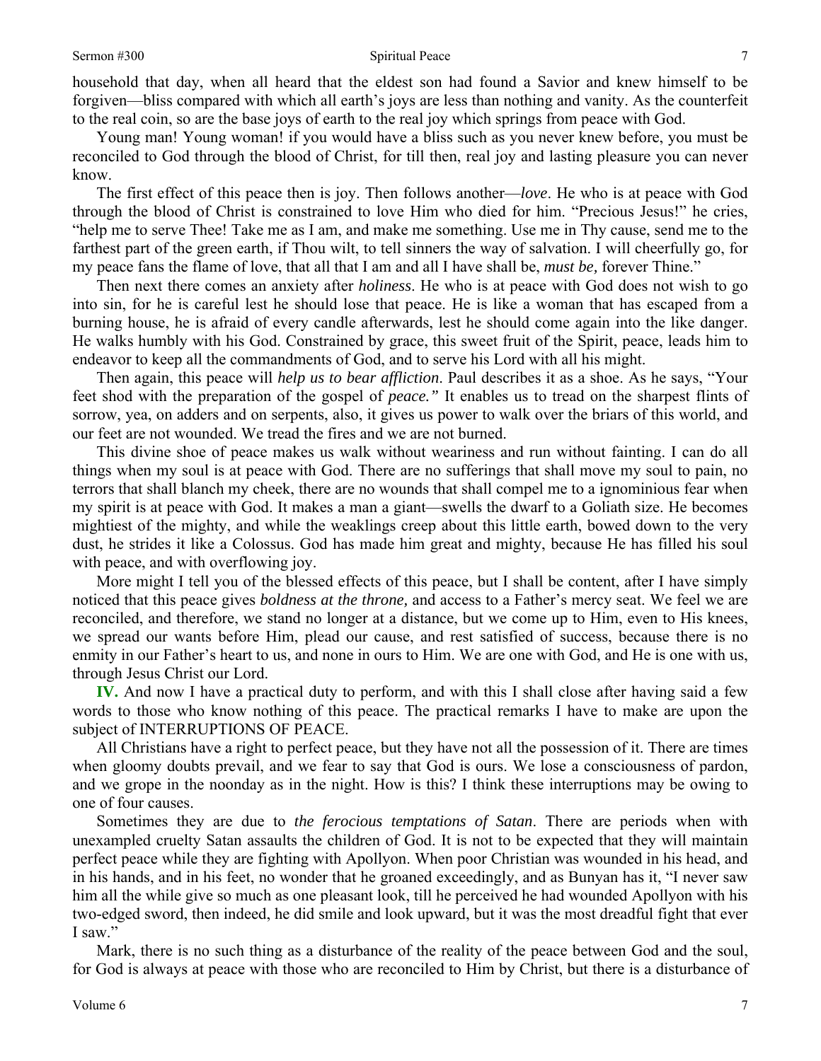household that day, when all heard that the eldest son had found a Savior and knew himself to be forgiven—bliss compared with which all earth's joys are less than nothing and vanity. As the counterfeit to the real coin, so are the base joys of earth to the real joy which springs from peace with God.

Young man! Young woman! if you would have a bliss such as you never knew before, you must be reconciled to God through the blood of Christ, for till then, real joy and lasting pleasure you can never know.

The first effect of this peace then is joy. Then follows another—*love*. He who is at peace with God through the blood of Christ is constrained to love Him who died for him. "Precious Jesus!" he cries, "help me to serve Thee! Take me as I am, and make me something. Use me in Thy cause, send me to the farthest part of the green earth, if Thou wilt, to tell sinners the way of salvation. I will cheerfully go, for my peace fans the flame of love, that all that I am and all I have shall be, *must be,* forever Thine."

Then next there comes an anxiety after *holiness*. He who is at peace with God does not wish to go into sin, for he is careful lest he should lose that peace. He is like a woman that has escaped from a burning house, he is afraid of every candle afterwards, lest he should come again into the like danger. He walks humbly with his God. Constrained by grace, this sweet fruit of the Spirit, peace, leads him to endeavor to keep all the commandments of God, and to serve his Lord with all his might.

Then again, this peace will *help us to bear affliction*. Paul describes it as a shoe. As he says, "Your feet shod with the preparation of the gospel of *peace."* It enables us to tread on the sharpest flints of sorrow, yea, on adders and on serpents, also, it gives us power to walk over the briars of this world, and our feet are not wounded. We tread the fires and we are not burned.

This divine shoe of peace makes us walk without weariness and run without fainting. I can do all things when my soul is at peace with God. There are no sufferings that shall move my soul to pain, no terrors that shall blanch my cheek, there are no wounds that shall compel me to a ignominious fear when my spirit is at peace with God. It makes a man a giant—swells the dwarf to a Goliath size. He becomes mightiest of the mighty, and while the weaklings creep about this little earth, bowed down to the very dust, he strides it like a Colossus. God has made him great and mighty, because He has filled his soul with peace, and with overflowing joy.

More might I tell you of the blessed effects of this peace, but I shall be content, after I have simply noticed that this peace gives *boldness at the throne,* and access to a Father's mercy seat. We feel we are reconciled, and therefore, we stand no longer at a distance, but we come up to Him, even to His knees, we spread our wants before Him, plead our cause, and rest satisfied of success, because there is no enmity in our Father's heart to us, and none in ours to Him. We are one with God, and He is one with us, through Jesus Christ our Lord.

**IV.** And now I have a practical duty to perform, and with this I shall close after having said a few words to those who know nothing of this peace. The practical remarks I have to make are upon the subject of INTERRUPTIONS OF PEACE.

All Christians have a right to perfect peace, but they have not all the possession of it. There are times when gloomy doubts prevail, and we fear to say that God is ours. We lose a consciousness of pardon, and we grope in the noonday as in the night. How is this? I think these interruptions may be owing to one of four causes.

Sometimes they are due to *the ferocious temptations of Satan*. There are periods when with unexampled cruelty Satan assaults the children of God. It is not to be expected that they will maintain perfect peace while they are fighting with Apollyon. When poor Christian was wounded in his head, and in his hands, and in his feet, no wonder that he groaned exceedingly, and as Bunyan has it, "I never saw him all the while give so much as one pleasant look, till he perceived he had wounded Apollyon with his two-edged sword, then indeed, he did smile and look upward, but it was the most dreadful fight that ever I saw."

Mark, there is no such thing as a disturbance of the reality of the peace between God and the soul, for God is always at peace with those who are reconciled to Him by Christ, but there is a disturbance of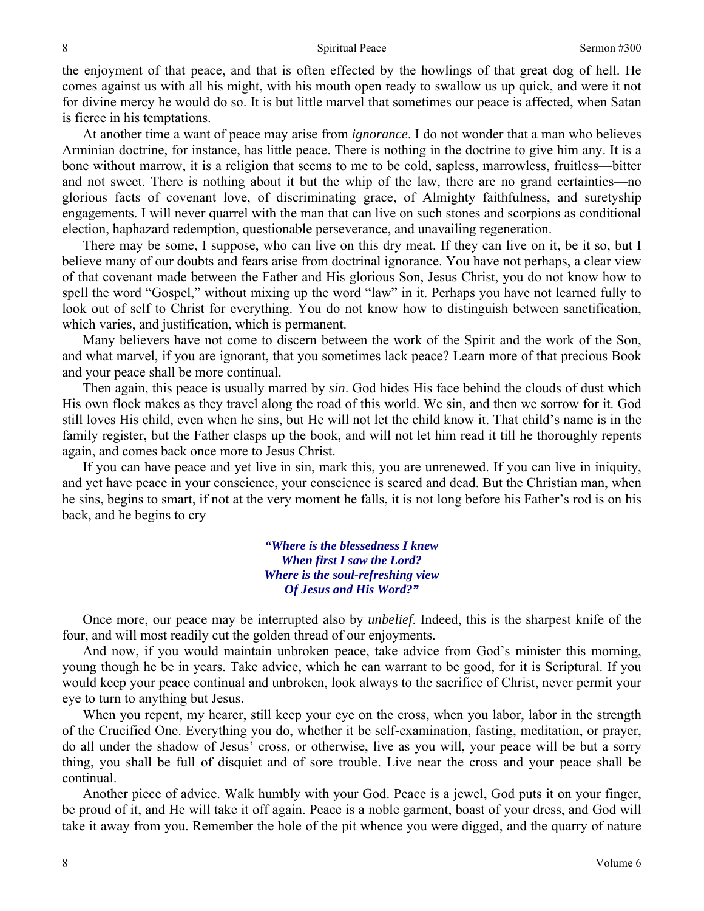the enjoyment of that peace, and that is often effected by the howlings of that great dog of hell. He comes against us with all his might, with his mouth open ready to swallow us up quick, and were it not for divine mercy he would do so. It is but little marvel that sometimes our peace is affected, when Satan is fierce in his temptations.

At another time a want of peace may arise from *ignorance*. I do not wonder that a man who believes Arminian doctrine, for instance, has little peace. There is nothing in the doctrine to give him any. It is a bone without marrow, it is a religion that seems to me to be cold, sapless, marrowless, fruitless—bitter and not sweet. There is nothing about it but the whip of the law, there are no grand certainties—no glorious facts of covenant love, of discriminating grace, of Almighty faithfulness, and suretyship engagements. I will never quarrel with the man that can live on such stones and scorpions as conditional election, haphazard redemption, questionable perseverance, and unavailing regeneration.

There may be some, I suppose, who can live on this dry meat. If they can live on it, be it so, but I believe many of our doubts and fears arise from doctrinal ignorance. You have not perhaps, a clear view of that covenant made between the Father and His glorious Son, Jesus Christ, you do not know how to spell the word "Gospel," without mixing up the word "law" in it. Perhaps you have not learned fully to look out of self to Christ for everything. You do not know how to distinguish between sanctification, which varies, and justification, which is permanent.

Many believers have not come to discern between the work of the Spirit and the work of the Son, and what marvel, if you are ignorant, that you sometimes lack peace? Learn more of that precious Book and your peace shall be more continual.

Then again, this peace is usually marred by *sin*. God hides His face behind the clouds of dust which His own flock makes as they travel along the road of this world. We sin, and then we sorrow for it. God still loves His child, even when he sins, but He will not let the child know it. That child's name is in the family register, but the Father clasps up the book, and will not let him read it till he thoroughly repents again, and comes back once more to Jesus Christ.

If you can have peace and yet live in sin, mark this, you are unrenewed. If you can live in iniquity, and yet have peace in your conscience, your conscience is seared and dead. But the Christian man, when he sins, begins to smart, if not at the very moment he falls, it is not long before his Father's rod is on his back, and he begins to cry—

> ***"Where is the blessedness I knew***
> ***When first I saw the Lord?***
> ***Where is the soul-refreshing view***
> ***Of Jesus and His Word?"***

Once more, our peace may be interrupted also by *unbelief*. Indeed, this is the sharpest knife of the four, and will most readily cut the golden thread of our enjoyments.

And now, if you would maintain unbroken peace, take advice from God's minister this morning, young though he be in years. Take advice, which he can warrant to be good, for it is Scriptural. If you would keep your peace continual and unbroken, look always to the sacrifice of Christ, never permit your eye to turn to anything but Jesus.

When you repent, my hearer, still keep your eye on the cross, when you labor, labor in the strength of the Crucified One. Everything you do, whether it be self-examination, fasting, meditation, or prayer, do all under the shadow of Jesus' cross, or otherwise, live as you will, your peace will be but a sorry thing, you shall be full of disquiet and of sore trouble. Live near the cross and your peace shall be continual.

Another piece of advice. Walk humbly with your God. Peace is a jewel, God puts it on your finger, be proud of it, and He will take it off again. Peace is a noble garment, boast of your dress, and God will take it away from you. Remember the hole of the pit whence you were digged, and the quarry of nature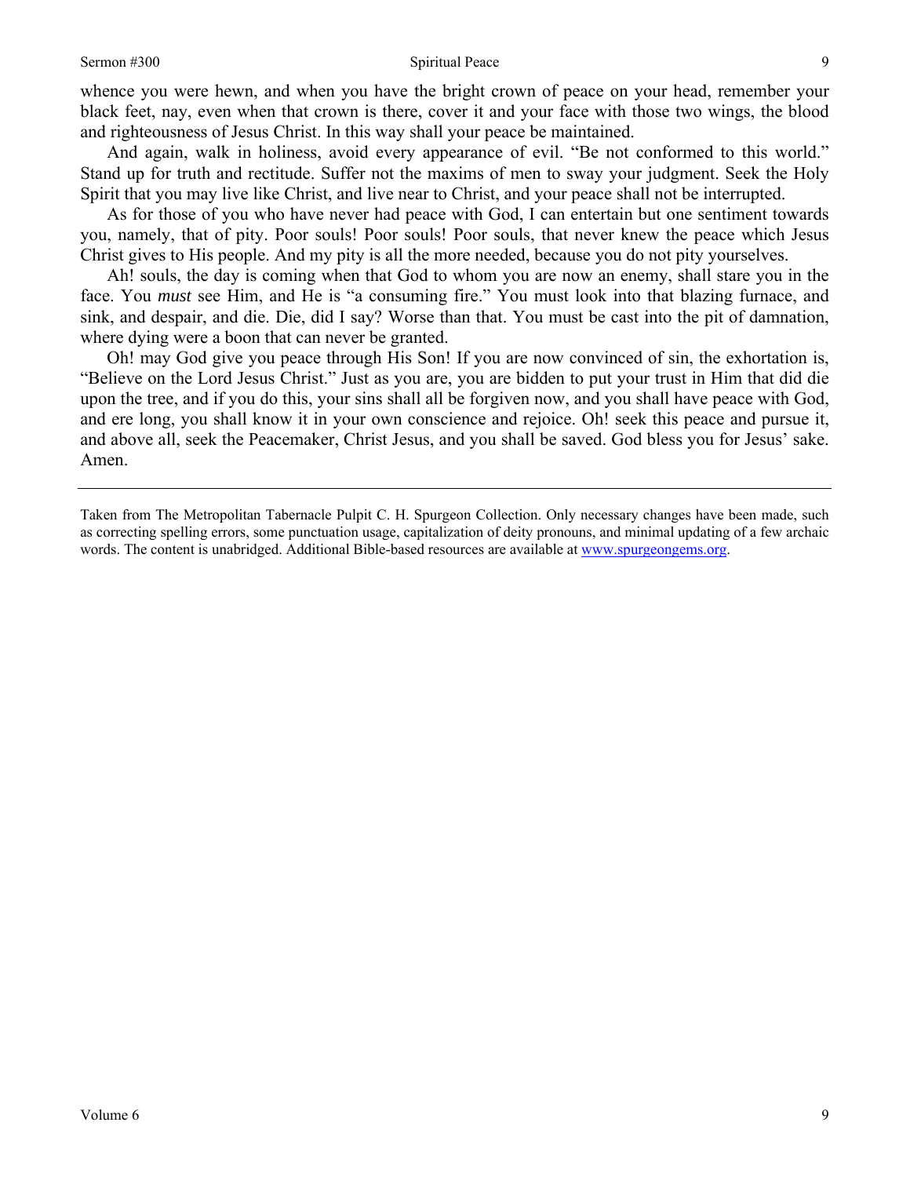whence you were hewn, and when you have the bright crown of peace on your head, remember your black feet, nay, even when that crown is there, cover it and your face with those two wings, the blood and righteousness of Jesus Christ. In this way shall your peace be maintained.

And again, walk in holiness, avoid every appearance of evil. "Be not conformed to this world." Stand up for truth and rectitude. Suffer not the maxims of men to sway your judgment. Seek the Holy Spirit that you may live like Christ, and live near to Christ, and your peace shall not be interrupted.

As for those of you who have never had peace with God, I can entertain but one sentiment towards you, namely, that of pity. Poor souls! Poor souls! Poor souls, that never knew the peace which Jesus Christ gives to His people. And my pity is all the more needed, because you do not pity yourselves.

Ah! souls, the day is coming when that God to whom you are now an enemy, shall stare you in the face. You *must* see Him, and He is "a consuming fire." You must look into that blazing furnace, and sink, and despair, and die. Die, did I say? Worse than that. You must be cast into the pit of damnation, where dying were a boon that can never be granted.

Oh! may God give you peace through His Son! If you are now convinced of sin, the exhortation is, "Believe on the Lord Jesus Christ." Just as you are, you are bidden to put your trust in Him that did die upon the tree, and if you do this, your sins shall all be forgiven now, and you shall have peace with God, and ere long, you shall know it in your own conscience and rejoice. Oh! seek this peace and pursue it, and above all, seek the Peacemaker, Christ Jesus, and you shall be saved. God bless you for Jesus' sake. Amen.

---

Taken from The Metropolitan Tabernacle Pulpit C. H. Spurgeon Collection. Only necessary changes have been made, such as correcting spelling errors, some punctuation usage, capitalization of deity pronouns, and minimal updating of a few archaic words. The content is unabridged. Additional Bible-based resources are available at www.spurgeongems.org.